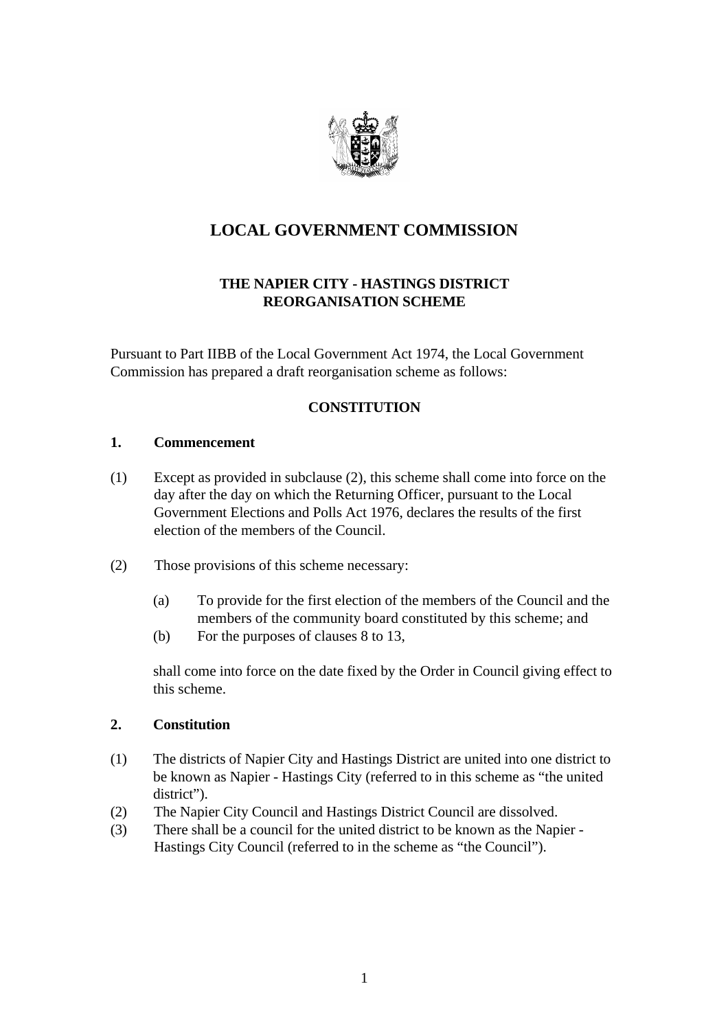# LOCAL GOVERNMENT COMMISSION

## THE NAPIER CITY - HASTINGS DISTRICT REORGANISATION SCHEME

Pursuant to Part IIBB of the Local Government Act 1974, the Local Government Commission has prepared a draft reorganisation scheme as follows:

### CONSTITUTION

**1. Commencement**

(1) Except as provided in subclause (2), this scheme shall come into force on the day after the day on which the Returning Officer, pursuant to the Local Government Elections and Polls Act 1976, declares the results of the first election of the members of the Council.

(2) Those provisions of this scheme necessary:

   (a) To provide for the first election of the members of the Council and the members of the community board constituted by this scheme; and
   (b) For the purposes of clauses 8 to 13,

   shall come into force on the date fixed by the Order in Council giving effect to this scheme.

**2. Constitution**

(1) The districts of Napier City and Hastings District are united into one district to be known as Napier - Hastings City (referred to in this scheme as "the united district").
(2) The Napier City Council and Hastings District Council are dissolved.
(3) There shall be a council for the united district to be known as the Napier - Hastings City Council (referred to in the scheme as "the Council").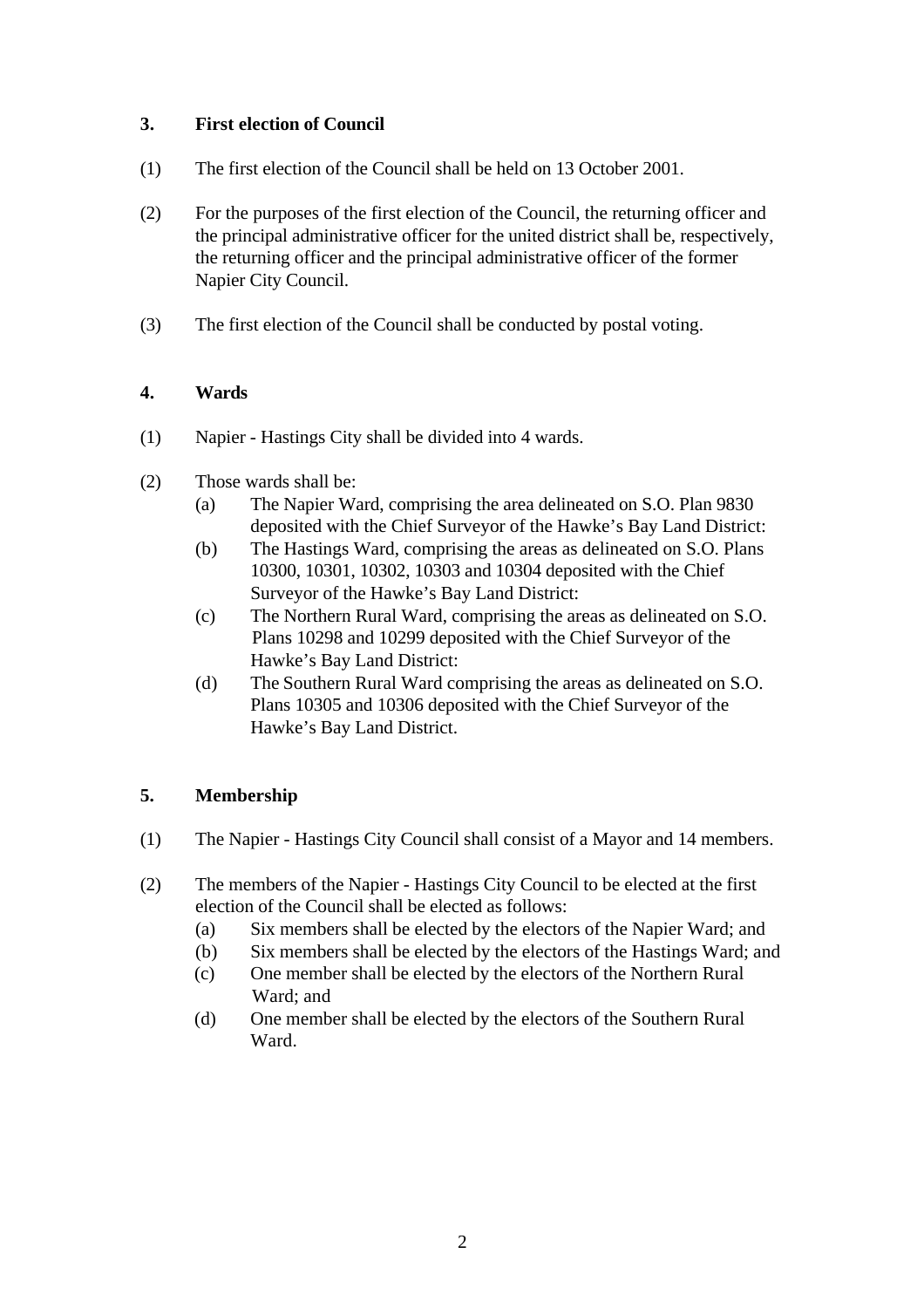### 3. First election of Council

(1) The first election of the Council shall be held on 13 October 2001.

(2) For the purposes of the first election of the Council, the returning officer and the principal administrative officer for the united district shall be, respectively, the returning officer and the principal administrative officer of the former Napier City Council.

(3) The first election of the Council shall be conducted by postal voting.

### 4. Wards

(1) Napier - Hastings City shall be divided into 4 wards.

(2) Those wards shall be:

- (a) The Napier Ward, comprising the area delineated on S.O. Plan 9830 deposited with the Chief Surveyor of the Hawke's Bay Land District:
- (b) The Hastings Ward, comprising the areas as delineated on S.O. Plans 10300, 10301, 10302, 10303 and 10304 deposited with the Chief Surveyor of the Hawke's Bay Land District:
- (c) The Northern Rural Ward, comprising the areas as delineated on S.O. Plans 10298 and 10299 deposited with the Chief Surveyor of the Hawke's Bay Land District:
- (d) The Southern Rural Ward comprising the areas as delineated on S.O. Plans 10305 and 10306 deposited with the Chief Surveyor of the Hawke's Bay Land District.

### 5. Membership

(1) The Napier - Hastings City Council shall consist of a Mayor and 14 members.

(2) The members of the Napier - Hastings City Council to be elected at the first election of the Council shall be elected as follows:

- (a) Six members shall be elected by the electors of the Napier Ward; and
- (b) Six members shall be elected by the electors of the Hastings Ward; and
- (c) One member shall be elected by the electors of the Northern Rural Ward; and
- (d) One member shall be elected by the electors of the Southern Rural Ward.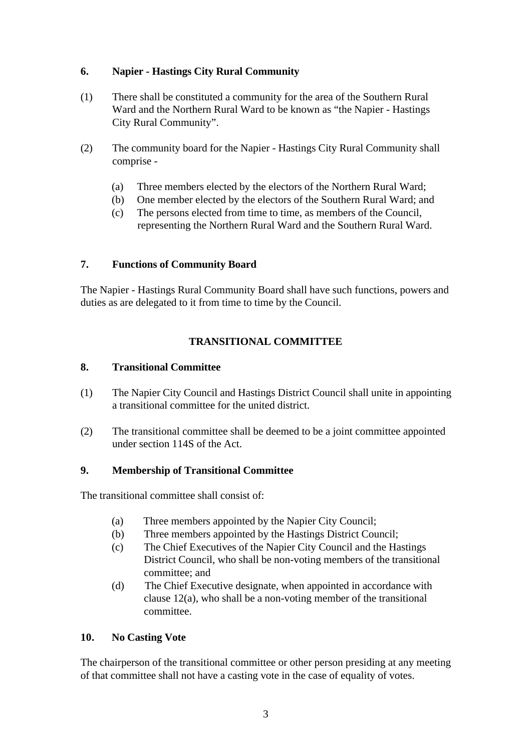### 6. Napier - Hastings City Rural Community

(1) There shall be constituted a community for the area of the Southern Rural Ward and the Northern Rural Ward to be known as "the Napier - Hastings City Rural Community".

(2) The community board for the Napier - Hastings City Rural Community shall comprise -

  (a) Three members elected by the electors of the Northern Rural Ward;
  (b) One member elected by the electors of the Southern Rural Ward; and
  (c) The persons elected from time to time, as members of the Council, representing the Northern Rural Ward and the Southern Rural Ward.

### 7. Functions of Community Board

The Napier - Hastings Rural Community Board shall have such functions, powers and duties as are delegated to it from time to time by the Council.

## TRANSITIONAL COMMITTEE

### 8. Transitional Committee

(1) The Napier City Council and Hastings District Council shall unite in appointing a transitional committee for the united district.

(2) The transitional committee shall be deemed to be a joint committee appointed under section 114S of the Act.

### 9. Membership of Transitional Committee

The transitional committee shall consist of:

  (a) Three members appointed by the Napier City Council;
  (b) Three members appointed by the Hastings District Council;
  (c) The Chief Executives of the Napier City Council and the Hastings District Council, who shall be non-voting members of the transitional committee; and
  (d) The Chief Executive designate, when appointed in accordance with clause 12(a), who shall be a non-voting member of the transitional committee.

### 10. No Casting Vote

The chairperson of the transitional committee or other person presiding at any meeting of that committee shall not have a casting vote in the case of equality of votes.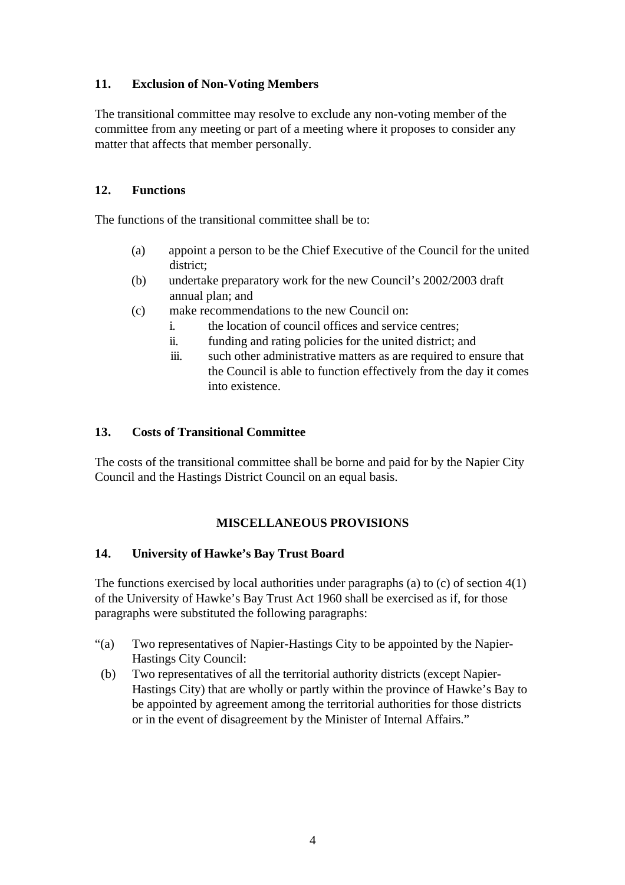### 11. Exclusion of Non-Voting Members

The transitional committee may resolve to exclude any non-voting member of the committee from any meeting or part of a meeting where it proposes to consider any matter that affects that member personally.

### 12. Functions

The functions of the transitional committee shall be to:

- (a) appoint a person to be the Chief Executive of the Council for the united district;
- (b) undertake preparatory work for the new Council's 2002/2003 draft annual plan; and
- (c) make recommendations to the new Council on:
  - i. the location of council offices and service centres;
  - ii. funding and rating policies for the united district; and
  - iii. such other administrative matters as are required to ensure that the Council is able to function effectively from the day it comes into existence.

### 13. Costs of Transitional Committee

The costs of the transitional committee shall be borne and paid for by the Napier City Council and the Hastings District Council on an equal basis.

## MISCELLANEOUS PROVISIONS

### 14. University of Hawke's Bay Trust Board

The functions exercised by local authorities under paragraphs (a) to (c) of section 4(1) of the University of Hawke's Bay Trust Act 1960 shall be exercised as if, for those paragraphs were substituted the following paragraphs:

"(a) Two representatives of Napier-Hastings City to be appointed by the Napier-Hastings City Council:

(b) Two representatives of all the territorial authority districts (except Napier-Hastings City) that are wholly or partly within the province of Hawke's Bay to be appointed by agreement among the territorial authorities for those districts or in the event of disagreement by the Minister of Internal Affairs."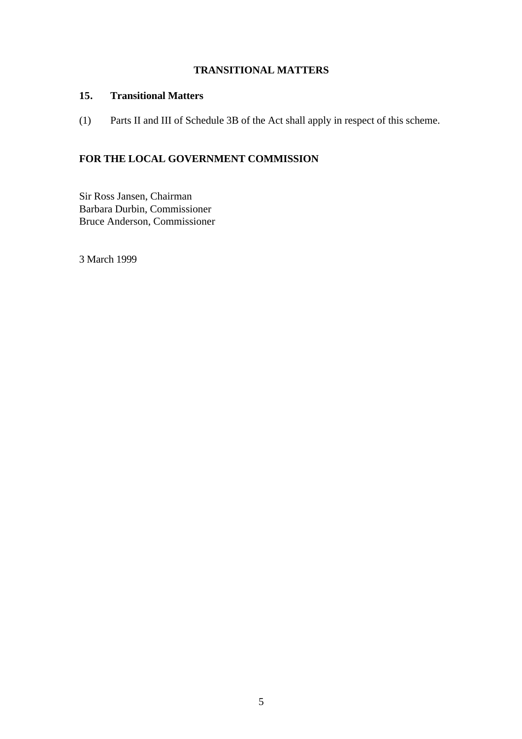## TRANSITIONAL MATTERS

### 15. Transitional Matters

(1) Parts II and III of Schedule 3B of the Act shall apply in respect of this scheme.

**FOR THE LOCAL GOVERNMENT COMMISSION**

Sir Ross Jansen, Chairman
Barbara Durbin, Commissioner
Bruce Anderson, Commissioner

3 March 1999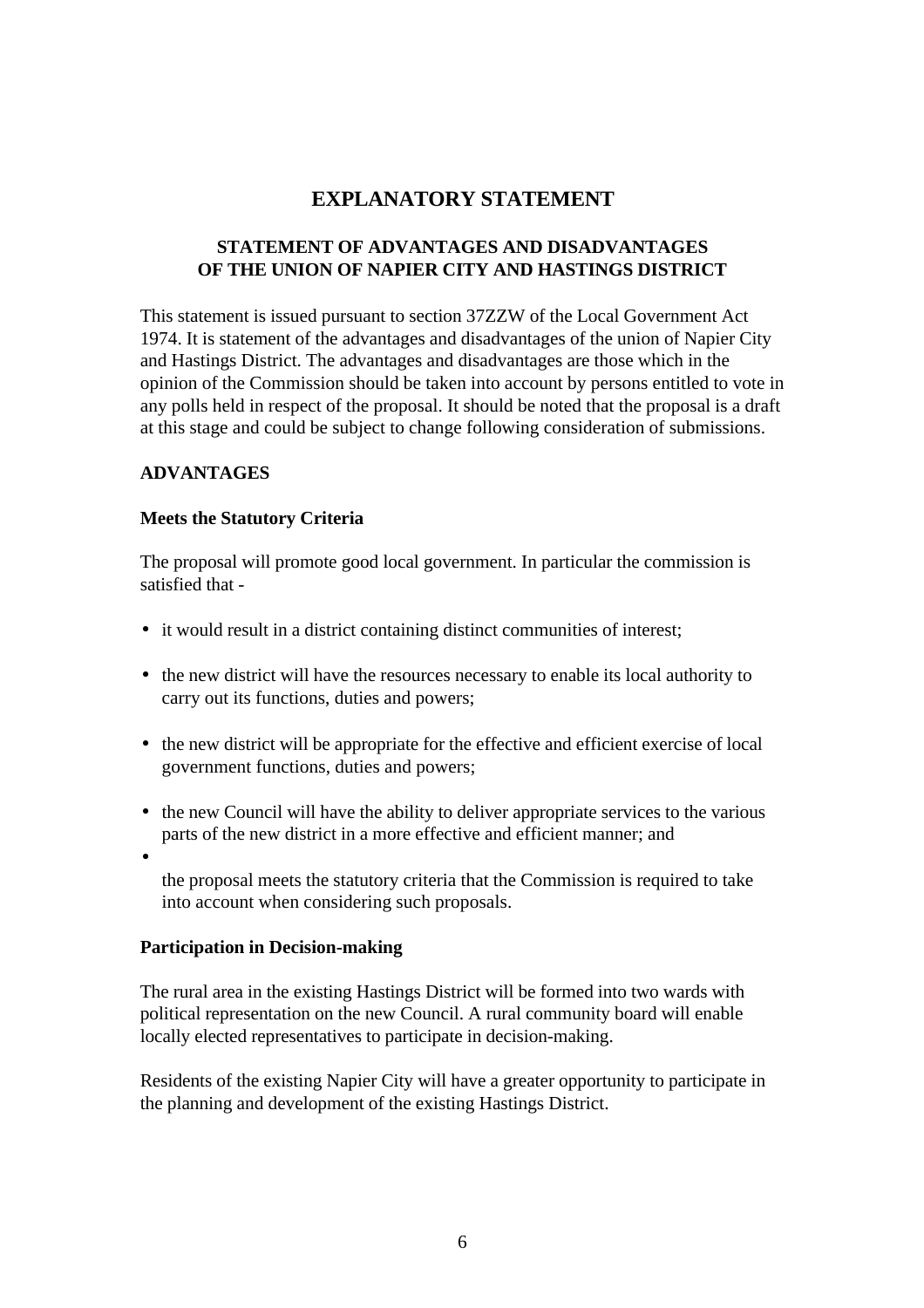# EXPLANATORY STATEMENT

## STATEMENT OF ADVANTAGES AND DISADVANTAGES OF THE UNION OF NAPIER CITY AND HASTINGS DISTRICT

This statement is issued pursuant to section 37ZZW of the Local Government Act 1974. It is statement of the advantages and disadvantages of the union of Napier City and Hastings District. The advantages and disadvantages are those which in the opinion of the Commission should be taken into account by persons entitled to vote in any polls held in respect of the proposal. It should be noted that the proposal is a draft at this stage and could be subject to change following consideration of submissions.

### ADVANTAGES

**Meets the Statutory Criteria**

The proposal will promote good local government. In particular the commission is satisfied that -

- it would result in a district containing distinct communities of interest;
- the new district will have the resources necessary to enable its local authority to carry out its functions, duties and powers;
- the new district will be appropriate for the effective and efficient exercise of local government functions, duties and powers;
- the new Council will have the ability to deliver appropriate services to the various parts of the new district in a more effective and efficient manner; and
- the proposal meets the statutory criteria that the Commission is required to take into account when considering such proposals.

**Participation in Decision-making**

The rural area in the existing Hastings District will be formed into two wards with political representation on the new Council. A rural community board will enable locally elected representatives to participate in decision-making.

Residents of the existing Napier City will have a greater opportunity to participate in the planning and development of the existing Hastings District.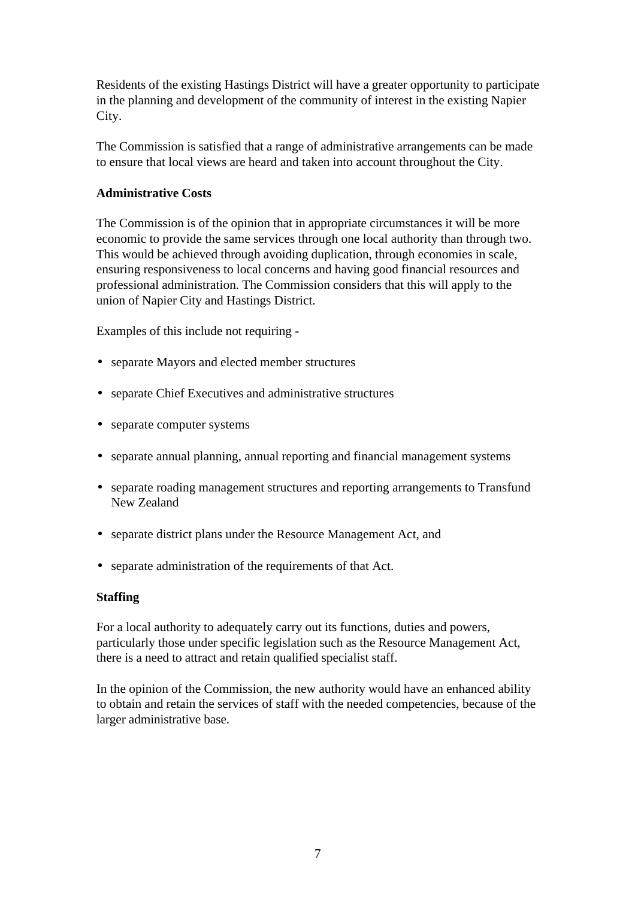Residents of the existing Hastings District will have a greater opportunity to participate in the planning and development of the community of interest in the existing Napier City.

The Commission is satisfied that a range of administrative arrangements can be made to ensure that local views are heard and taken into account throughout the City.

**Administrative Costs**

The Commission is of the opinion that in appropriate circumstances it will be more economic to provide the same services through one local authority than through two. This would be achieved through avoiding duplication, through economies in scale, ensuring responsiveness to local concerns and having good financial resources and professional administration. The Commission considers that this will apply to the union of Napier City and Hastings District.

Examples of this include not requiring -

- separate Mayors and elected member structures
- separate Chief Executives and administrative structures
- separate computer systems
- separate annual planning, annual reporting and financial management systems
- separate roading management structures and reporting arrangements to Transfund New Zealand
- separate district plans under the Resource Management Act, and
- separate administration of the requirements of that Act.

**Staffing**

For a local authority to adequately carry out its functions, duties and powers, particularly those under specific legislation such as the Resource Management Act, there is a need to attract and retain qualified specialist staff.

In the opinion of the Commission, the new authority would have an enhanced ability to obtain and retain the services of staff with the needed competencies, because of the larger administrative base.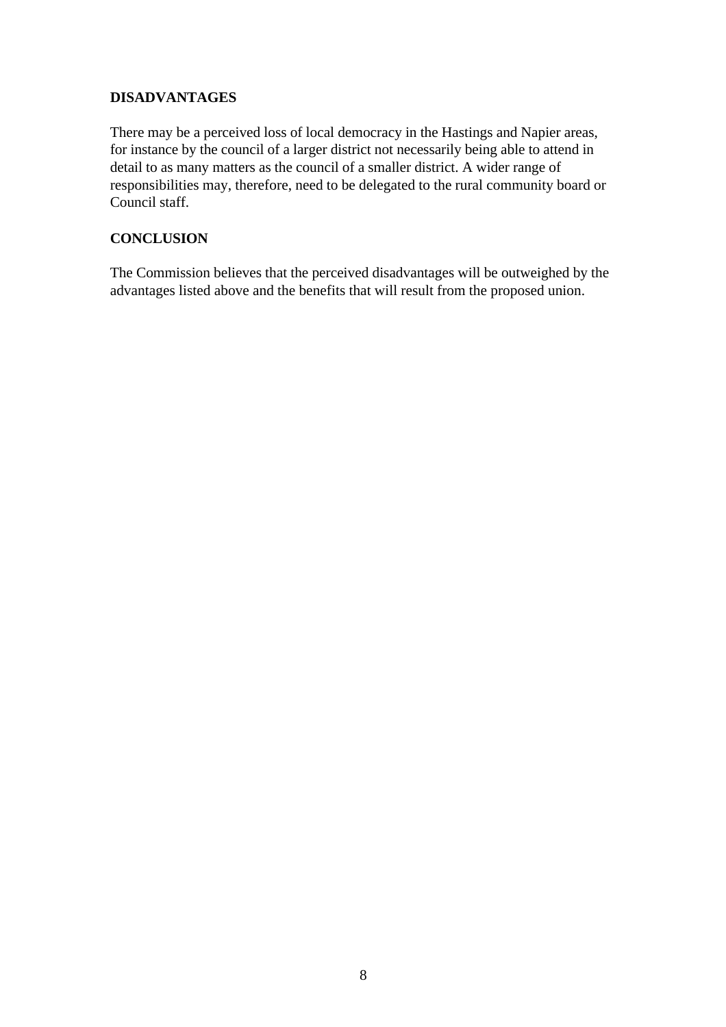## DISADVANTAGES

There may be a perceived loss of local democracy in the Hastings and Napier areas, for instance by the council of a larger district not necessarily being able to attend in detail to as many matters as the council of a smaller district. A wider range of responsibilities may, therefore, need to be delegated to the rural community board or Council staff.

## CONCLUSION

The Commission believes that the perceived disadvantages will be outweighed by the advantages listed above and the benefits that will result from the proposed union.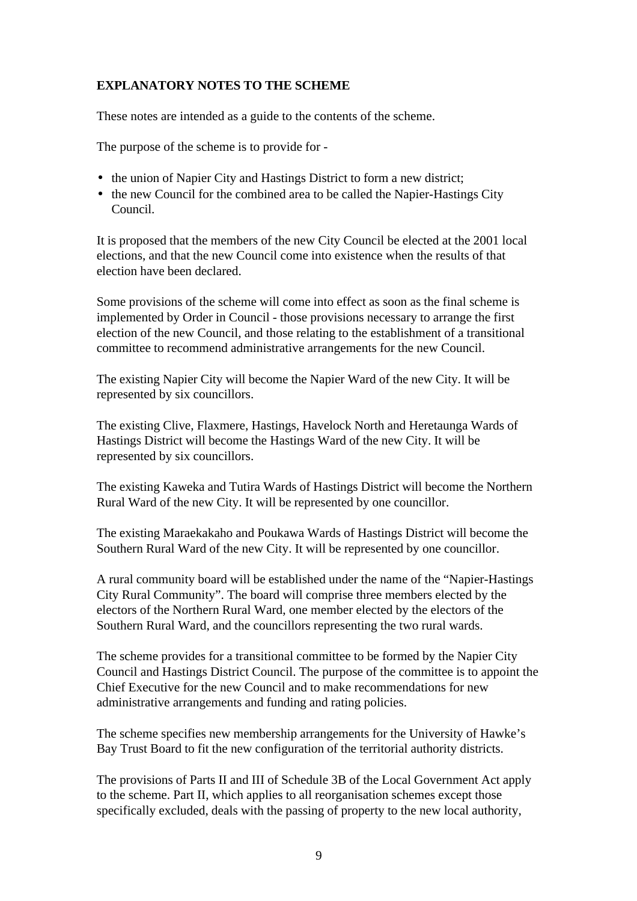**EXPLANATORY NOTES TO THE SCHEME**

These notes are intended as a guide to the contents of the scheme.

The purpose of the scheme is to provide for -

- the union of Napier City and Hastings District to form a new district;
- the new Council for the combined area to be called the Napier-Hastings City Council.

It is proposed that the members of the new City Council be elected at the 2001 local elections, and that the new Council come into existence when the results of that election have been declared.

Some provisions of the scheme will come into effect as soon as the final scheme is implemented by Order in Council - those provisions necessary to arrange the first election of the new Council, and those relating to the establishment of a transitional committee to recommend administrative arrangements for the new Council.

The existing Napier City will become the Napier Ward of the new City. It will be represented by six councillors.

The existing Clive, Flaxmere, Hastings, Havelock North and Heretaunga Wards of Hastings District will become the Hastings Ward of the new City. It will be represented by six councillors.

The existing Kaweka and Tutira Wards of Hastings District will become the Northern Rural Ward of the new City. It will be represented by one councillor.

The existing Maraekakaho and Poukawa Wards of Hastings District will become the Southern Rural Ward of the new City. It will be represented by one councillor.

A rural community board will be established under the name of the "Napier-Hastings City Rural Community". The board will comprise three members elected by the electors of the Northern Rural Ward, one member elected by the electors of the Southern Rural Ward, and the councillors representing the two rural wards.

The scheme provides for a transitional committee to be formed by the Napier City Council and Hastings District Council. The purpose of the committee is to appoint the Chief Executive for the new Council and to make recommendations for new administrative arrangements and funding and rating policies.

The scheme specifies new membership arrangements for the University of Hawke's Bay Trust Board to fit the new configuration of the territorial authority districts.

The provisions of Parts II and III of Schedule 3B of the Local Government Act apply to the scheme. Part II, which applies to all reorganisation schemes except those specifically excluded, deals with the passing of property to the new local authority,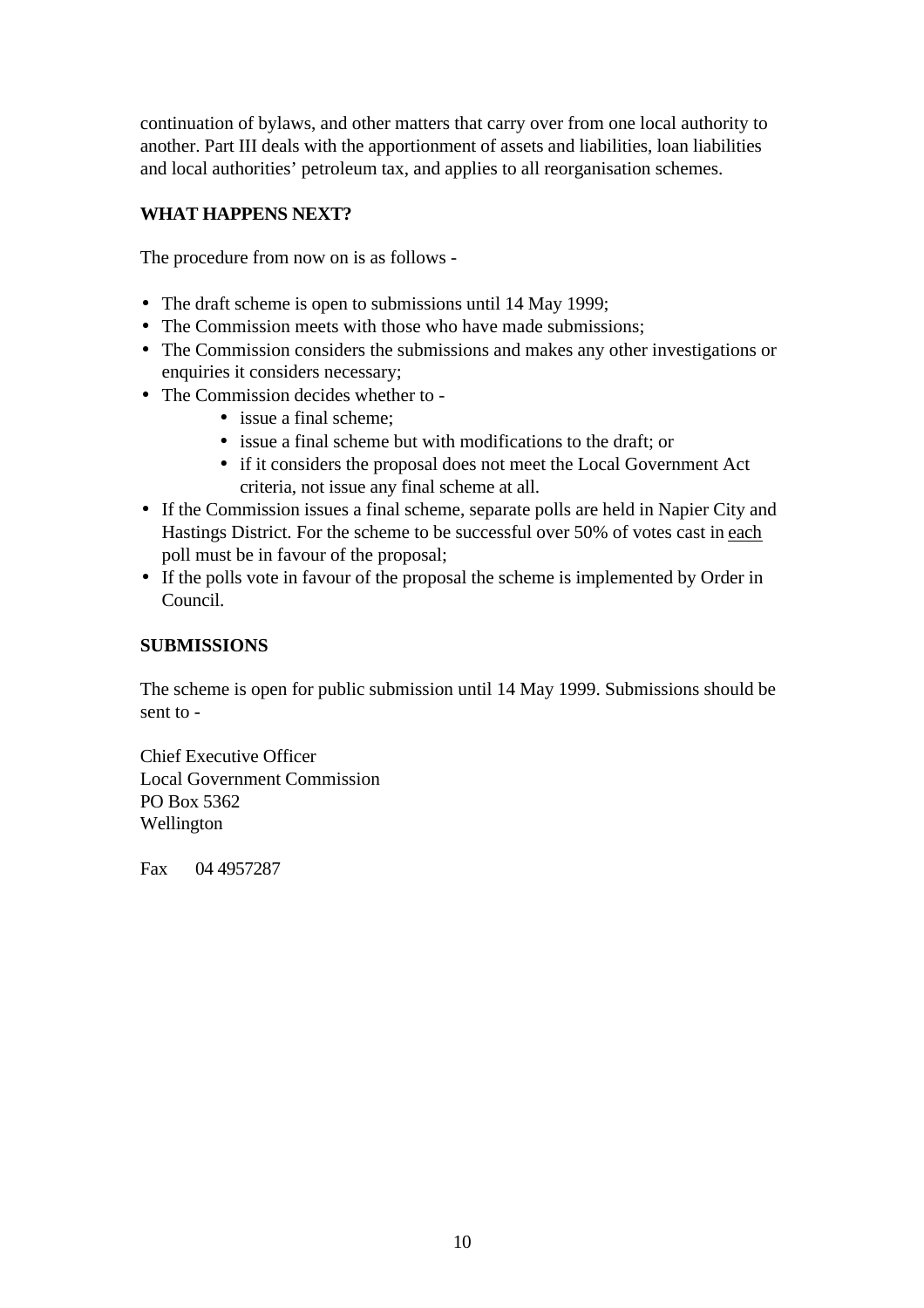continuation of bylaws, and other matters that carry over from one local authority to another. Part III deals with the apportionment of assets and liabilities, loan liabilities and local authorities' petroleum tax, and applies to all reorganisation schemes.

**WHAT HAPPENS NEXT?**

The procedure from now on is as follows -

- The draft scheme is open to submissions until 14 May 1999;
- The Commission meets with those who have made submissions;
- The Commission considers the submissions and makes any other investigations or enquiries it considers necessary;
- The Commission decides whether to -
    - issue a final scheme;
    - issue a final scheme but with modifications to the draft; or
    - if it considers the proposal does not meet the Local Government Act criteria, not issue any final scheme at all.
- If the Commission issues a final scheme, separate polls are held in Napier City and Hastings District. For the scheme to be successful over 50% of votes cast in <u>each</u> poll must be in favour of the proposal;
- If the polls vote in favour of the proposal the scheme is implemented by Order in Council.

**SUBMISSIONS**

The scheme is open for public submission until 14 May 1999. Submissions should be sent to -

Chief Executive Officer
Local Government Commission
PO Box 5362
Wellington

Fax 04 4957287